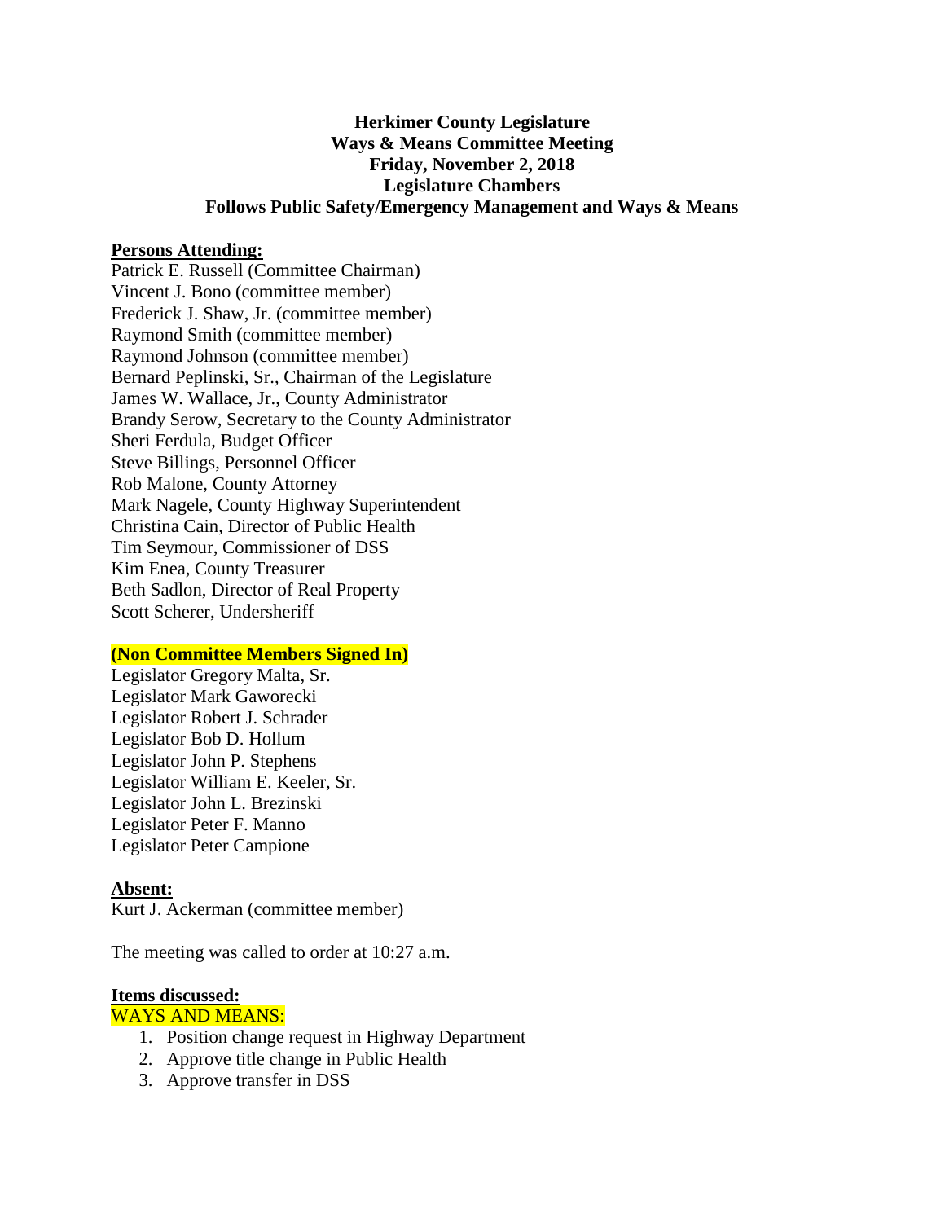**Herkimer County Legislature**
**Ways & Means Committee Meeting**
**Friday, November 2, 2018**
**Legislature Chambers**
**Follows Public Safety/Emergency Management and Ways & Means**

**Persons Attending:**

Patrick E. Russell (Committee Chairman)
Vincent J. Bono (committee member)
Frederick J. Shaw, Jr. (committee member)
Raymond Smith (committee member)
Raymond Johnson (committee member)
Bernard Peplinski, Sr., Chairman of the Legislature
James W. Wallace, Jr., County Administrator
Brandy Serow, Secretary to the County Administrator
Sheri Ferdula, Budget Officer
Steve Billings, Personnel Officer
Rob Malone, County Attorney
Mark Nagele, County Highway Superintendent
Christina Cain, Director of Public Health
Tim Seymour, Commissioner of DSS
Kim Enea, County Treasurer
Beth Sadlon, Director of Real Property
Scott Scherer, Undersheriff

**(Non Committee Members Signed In)**

Legislator Gregory Malta, Sr.
Legislator Mark Gaworecki
Legislator Robert J. Schrader
Legislator Bob D. Hollum
Legislator John P. Stephens
Legislator William E. Keeler, Sr.
Legislator John L. Brezinski
Legislator Peter F. Manno
Legislator Peter Campione

**Absent:**

Kurt J. Ackerman (committee member)

The meeting was called to order at 10:27 a.m.

**Items discussed:**

WAYS AND MEANS:

1. Position change request in Highway Department
2. Approve title change in Public Health
3. Approve transfer in DSS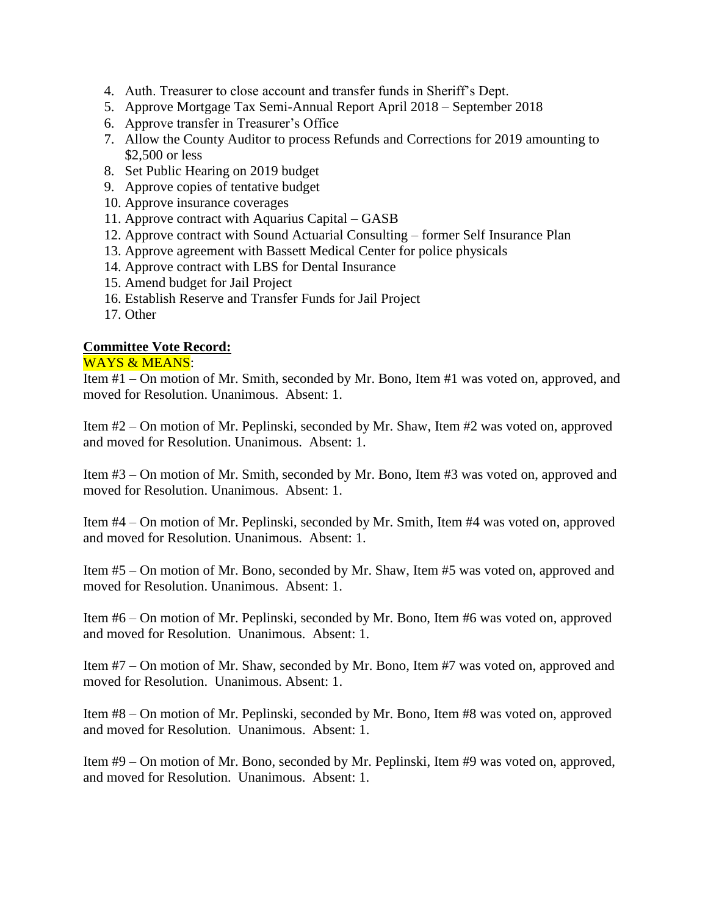4. Auth. Treasurer to close account and transfer funds in Sheriff's Dept.
5. Approve Mortgage Tax Semi-Annual Report April 2018 – September 2018
6. Approve transfer in Treasurer's Office
7. Allow the County Auditor to process Refunds and Corrections for 2019 amounting to $2,500 or less
8. Set Public Hearing on 2019 budget
9. Approve copies of tentative budget
10. Approve insurance coverages
11. Approve contract with Aquarius Capital – GASB
12. Approve contract with Sound Actuarial Consulting – former Self Insurance Plan
13. Approve agreement with Bassett Medical Center for police physicals
14. Approve contract with LBS for Dental Insurance
15. Amend budget for Jail Project
16. Establish Reserve and Transfer Funds for Jail Project
17. Other

**Committee Vote Record:**

WAYS & MEANS:

Item #1 – On motion of Mr. Smith, seconded by Mr. Bono, Item #1 was voted on, approved, and moved for Resolution. Unanimous. Absent: 1.

Item #2 – On motion of Mr. Peplinski, seconded by Mr. Shaw, Item #2 was voted on, approved and moved for Resolution. Unanimous. Absent: 1.

Item #3 – On motion of Mr. Smith, seconded by Mr. Bono, Item #3 was voted on, approved and moved for Resolution. Unanimous. Absent: 1.

Item #4 – On motion of Mr. Peplinski, seconded by Mr. Smith, Item #4 was voted on, approved and moved for Resolution. Unanimous. Absent: 1.

Item #5 – On motion of Mr. Bono, seconded by Mr. Shaw, Item #5 was voted on, approved and moved for Resolution. Unanimous. Absent: 1.

Item #6 – On motion of Mr. Peplinski, seconded by Mr. Bono, Item #6 was voted on, approved and moved for Resolution. Unanimous. Absent: 1.

Item #7 – On motion of Mr. Shaw, seconded by Mr. Bono, Item #7 was voted on, approved and moved for Resolution. Unanimous. Absent: 1.

Item #8 – On motion of Mr. Peplinski, seconded by Mr. Bono, Item #8 was voted on, approved and moved for Resolution. Unanimous. Absent: 1.

Item #9 – On motion of Mr. Bono, seconded by Mr. Peplinski, Item #9 was voted on, approved, and moved for Resolution. Unanimous. Absent: 1.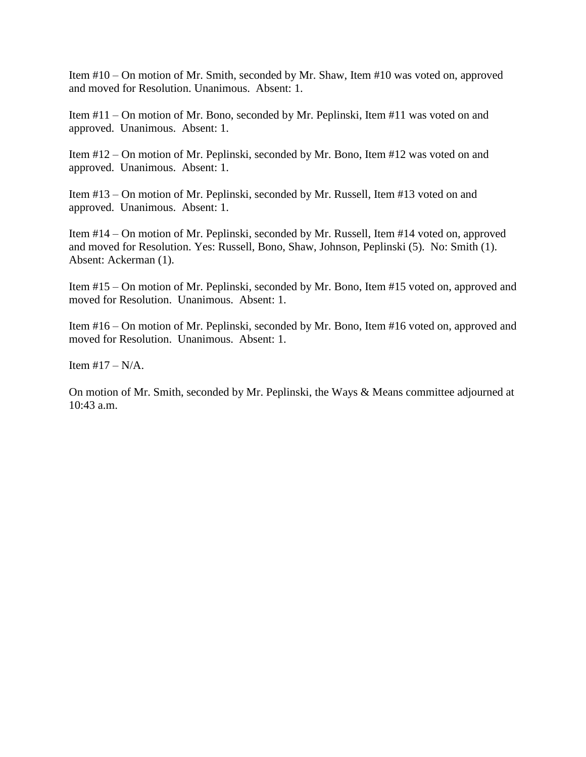Item #10 – On motion of Mr. Smith, seconded by Mr. Shaw, Item #10 was voted on, approved and moved for Resolution. Unanimous. Absent: 1.

Item #11 – On motion of Mr. Bono, seconded by Mr. Peplinski, Item #11 was voted on and approved. Unanimous. Absent: 1.

Item #12 – On motion of Mr. Peplinski, seconded by Mr. Bono, Item #12 was voted on and approved. Unanimous. Absent: 1.

Item #13 – On motion of Mr. Peplinski, seconded by Mr. Russell, Item #13 voted on and approved. Unanimous. Absent: 1.

Item #14 – On motion of Mr. Peplinski, seconded by Mr. Russell, Item #14 voted on, approved and moved for Resolution. Yes: Russell, Bono, Shaw, Johnson, Peplinski (5). No: Smith (1). Absent: Ackerman (1).

Item #15 – On motion of Mr. Peplinski, seconded by Mr. Bono, Item #15 voted on, approved and moved for Resolution. Unanimous. Absent: 1.

Item #16 – On motion of Mr. Peplinski, seconded by Mr. Bono, Item #16 voted on, approved and moved for Resolution. Unanimous. Absent: 1.

Item #17 – N/A.

On motion of Mr. Smith, seconded by Mr. Peplinski, the Ways & Means committee adjourned at 10:43 a.m.